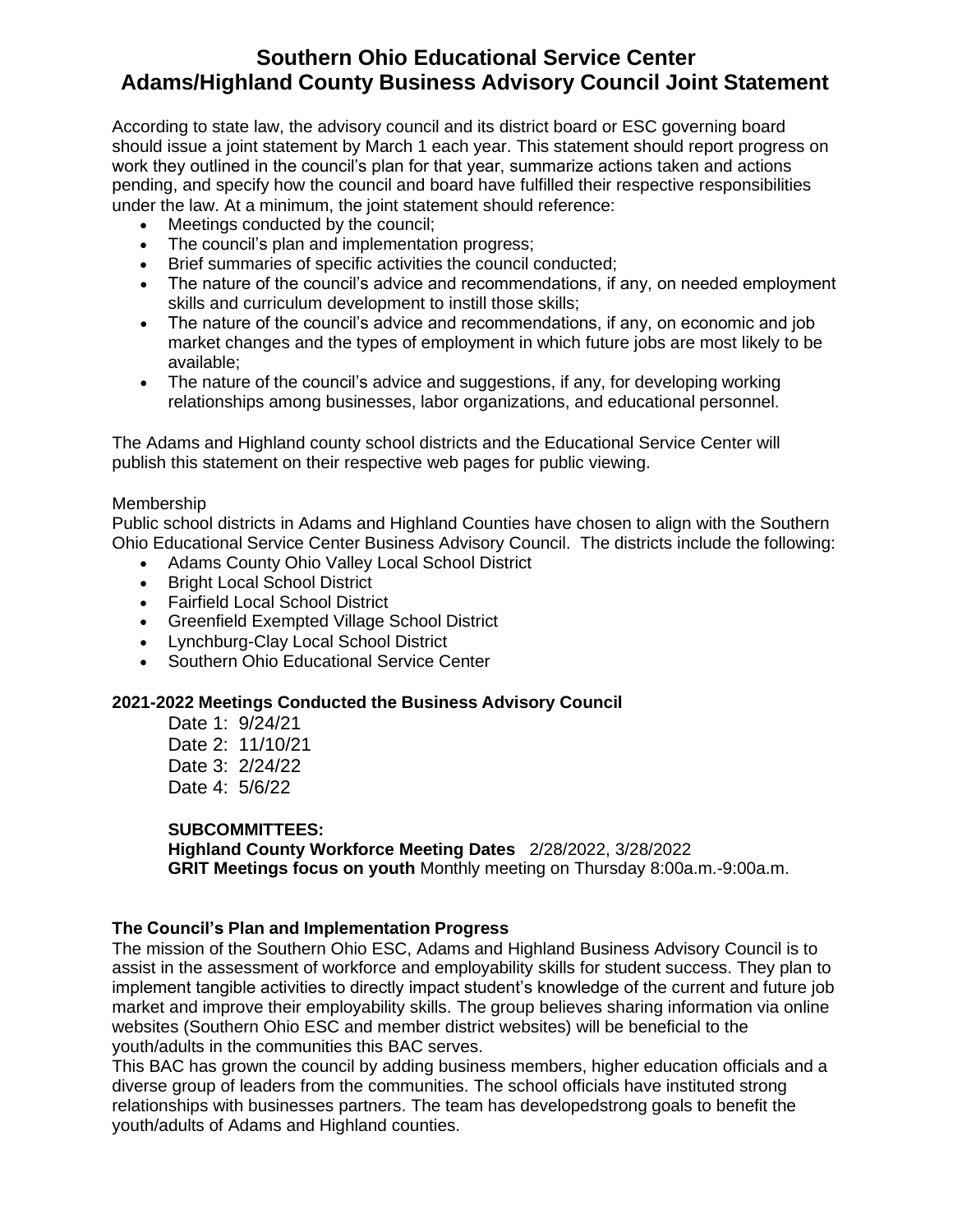# Southern Ohio Educational Service Center
# Adams/Highland County Business Advisory Council Joint Statement

According to state law, the advisory council and its district board or ESC governing board should issue a joint statement by March 1 each year. This statement should report progress on work they outlined in the council's plan for that year, summarize actions taken and actions pending, and specify how the council and board have fulfilled their respective responsibilities under the law. At a minimum, the joint statement should reference:

- Meetings conducted by the council;
- The council's plan and implementation progress;
- Brief summaries of specific activities the council conducted;
- The nature of the council's advice and recommendations, if any, on needed employment skills and curriculum development to instill those skills;
- The nature of the council's advice and recommendations, if any, on economic and job market changes and the types of employment in which future jobs are most likely to be available;
- The nature of the council's advice and suggestions, if any, for developing working relationships among businesses, labor organizations, and educational personnel.

The Adams and Highland county school districts and the Educational Service Center will publish this statement on their respective web pages for public viewing.

Membership

Public school districts in Adams and Highland Counties have chosen to align with the Southern Ohio Educational Service Center Business Advisory Council. The districts include the following:

- Adams County Ohio Valley Local School District
- Bright Local School District
- Fairfield Local School District
- Greenfield Exempted Village School District
- Lynchburg-Clay Local School District
- Southern Ohio Educational Service Center

**2021-2022 Meetings Conducted the Business Advisory Council**

Date 1: 9/24/21
Date 2: 11/10/21
Date 3: 2/24/22
Date 4: 5/6/22

**SUBCOMMITTEES:**
**Highland County Workforce Meeting Dates** 2/28/2022, 3/28/2022
**GRIT Meetings focus on youth** Monthly meeting on Thursday 8:00a.m.-9:00a.m.

**The Council's Plan and Implementation Progress**

The mission of the Southern Ohio ESC, Adams and Highland Business Advisory Council is to assist in the assessment of workforce and employability skills for student success. They plan to implement tangible activities to directly impact student's knowledge of the current and future job market and improve their employability skills. The group believes sharing information via online websites (Southern Ohio ESC and member district websites) will be beneficial to the youth/adults in the communities this BAC serves.

This BAC has grown the council by adding business members, higher education officials and a diverse group of leaders from the communities. The school officials have instituted strong relationships with businesses partners. The team has developedstrong goals to benefit the youth/adults of Adams and Highland counties.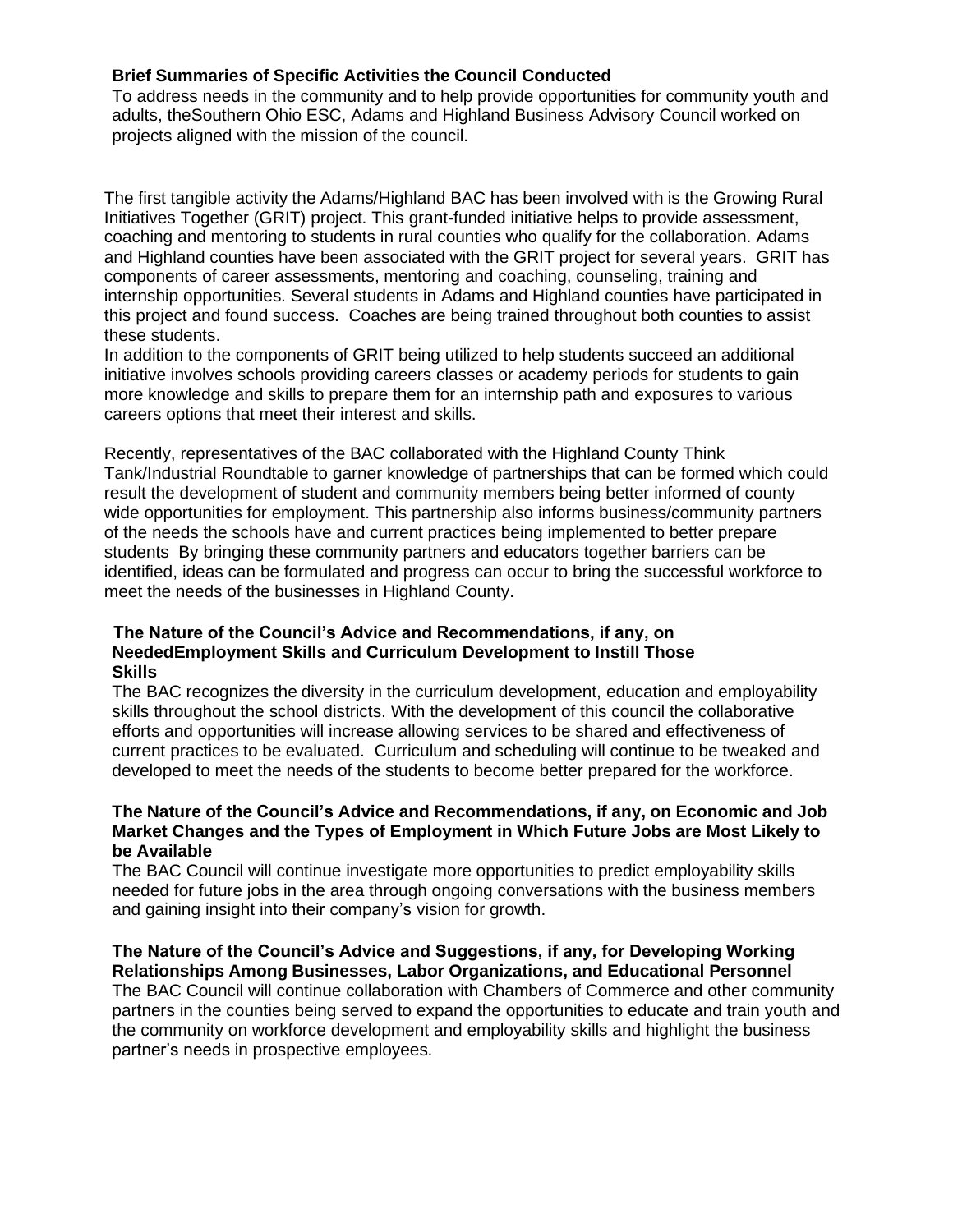**Brief Summaries of Specific Activities the Council Conducted**

To address needs in the community and to help provide opportunities for community youth and adults, theSouthern Ohio ESC, Adams and Highland Business Advisory Council worked on projects aligned with the mission of the council.

The first tangible activity the Adams/Highland BAC has been involved with is the Growing Rural Initiatives Together (GRIT) project. This grant-funded initiative helps to provide assessment, coaching and mentoring to students in rural counties who qualify for the collaboration. Adams and Highland counties have been associated with the GRIT project for several years. GRIT has components of career assessments, mentoring and coaching, counseling, training and internship opportunities. Several students in Adams and Highland counties have participated in this project and found success. Coaches are being trained throughout both counties to assist these students.

In addition to the components of GRIT being utilized to help students succeed an additional initiative involves schools providing careers classes or academy periods for students to gain more knowledge and skills to prepare them for an internship path and exposures to various careers options that meet their interest and skills.

Recently, representatives of the BAC collaborated with the Highland County Think Tank/Industrial Roundtable to garner knowledge of partnerships that can be formed which could result the development of student and community members being better informed of county wide opportunities for employment. This partnership also informs business/community partners of the needs the schools have and current practices being implemented to better prepare students By bringing these community partners and educators together barriers can be identified, ideas can be formulated and progress can occur to bring the successful workforce to meet the needs of the businesses in Highland County.

**The Nature of the Council's Advice and Recommendations, if any, on NeededEmployment Skills and Curriculum Development to Instill Those Skills**

The BAC recognizes the diversity in the curriculum development, education and employability skills throughout the school districts. With the development of this council the collaborative efforts and opportunities will increase allowing services to be shared and effectiveness of current practices to be evaluated. Curriculum and scheduling will continue to be tweaked and developed to meet the needs of the students to become better prepared for the workforce.

**The Nature of the Council's Advice and Recommendations, if any, on Economic and Job Market Changes and the Types of Employment in Which Future Jobs are Most Likely to be Available**

The BAC Council will continue investigate more opportunities to predict employability skills needed for future jobs in the area through ongoing conversations with the business members and gaining insight into their company's vision for growth.

**The Nature of the Council's Advice and Suggestions, if any, for Developing Working Relationships Among Businesses, Labor Organizations, and Educational Personnel**

The BAC Council will continue collaboration with Chambers of Commerce and other community partners in the counties being served to expand the opportunities to educate and train youth and the community on workforce development and employability skills and highlight the business partner's needs in prospective employees.